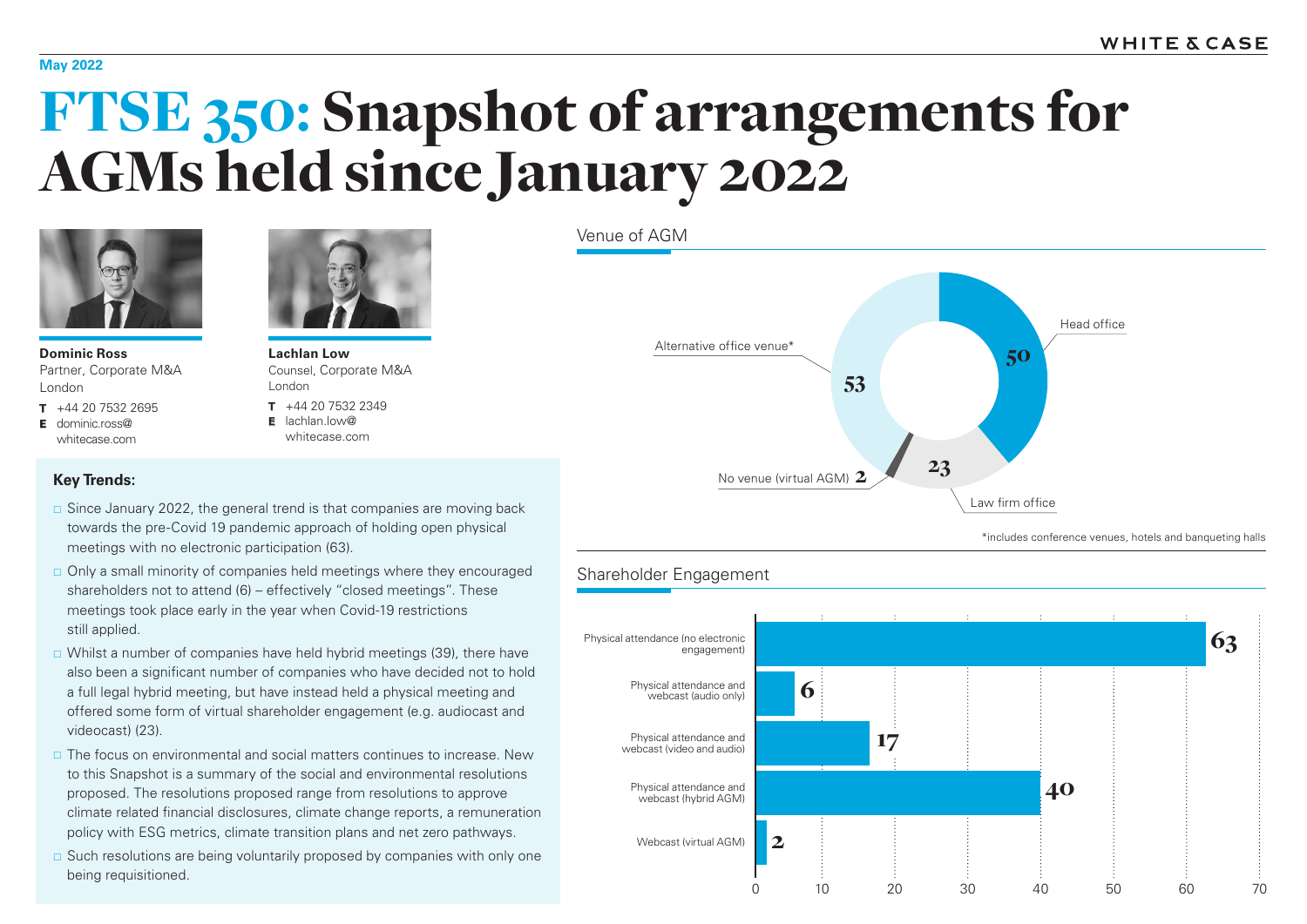May 2022

# FTSE 350: Snapshot of arrangements for AGMs held since January 2022

**Dominic Ross**
Partner, Corporate M&A
London

**T** +44 20 7532 2695
**E** dominic.ross@whitecase.com

**Lachlan Low**
Counsel, Corporate M&A
London

**T** +44 20 7532 2349
**E** lachlan.low@whitecase.com

### Key Trends:

- Since January 2022, the general trend is that companies are moving back towards the pre-Covid 19 pandemic approach of holding open physical meetings with no electronic participation (63).
- Only a small minority of companies held meetings where they encouraged shareholders not to attend (6) – effectively "closed meetings". These meetings took place early in the year when Covid-19 restrictions still applied.
- Whilst a number of companies have held hybrid meetings (39), there have also been a significant number of companies who have decided not to hold a full legal hybrid meeting, but have instead held a physical meeting and offered some form of virtual shareholder engagement (e.g. audiocast and videocast) (23).
- The focus on environmental and social matters continues to increase. New to this Snapshot is a summary of the social and environmental resolutions proposed. The resolutions proposed range from resolutions to approve climate related financial disclosures, climate change reports, a remuneration policy with ESG metrics, climate transition plans and net zero pathways.
- Such resolutions are being voluntarily proposed by companies with only one being requisitioned.

## Venue of AGM

| Venue | Number |
|---|---|
| Head office | 50 |
| Law firm office | 23 |
| No venue (virtual AGM) | 2 |
| Alternative office venue* | 53 |

*includes conference venues, hotels and banqueting halls

## Shareholder Engagement

| Engagement | Number |
|---|---|
| Physical attendance (no electronic engagement) | 63 |
| Physical attendance and webcast (audio only) | 6 |
| Physical attendance and webcast (video and audio) | 17 |
| Physical attendance and webcast (hybrid AGM) | 40 |
| Webcast (virtual AGM) | 2 |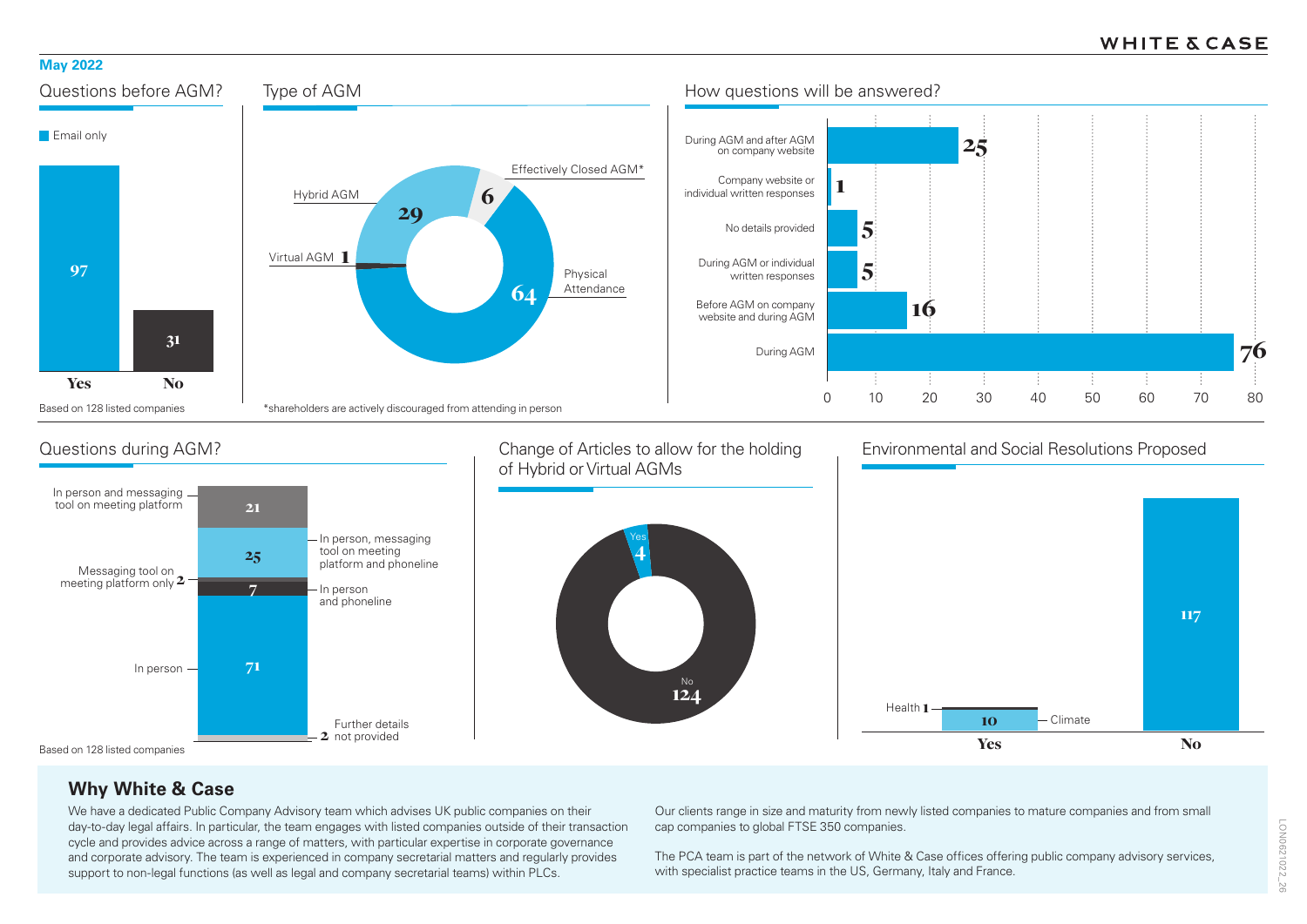May 2022

## Questions before AGM?

Email only

97

31

Yes

No

Based on 128 listed companies

## Type of AGM

Effectively Closed AGM*

6

Hybrid AGM

29

Virtual AGM 1

Physical Attendance

64

*shareholders are actively discouraged from attending in person

## How questions will be answered?

During AGM and after AGM on company website 25

Company website or individual written responses 1

No details provided 5

During AGM or individual written responses 5

Before AGM on company website and during AGM 16

During AGM 76

0 10 20 30 40 50 60 70 80

## Questions during AGM?

In person and messaging tool on meeting platform 21

In person, messaging tool on meeting platform and phoneline 25

Messaging tool on meeting platform only 2

In person and phoneline 7

In person 71

Further details not provided 2

Based on 128 listed companies

## Change of Articles to allow for the holding of Hybrid or Virtual AGMs

Yes 4

No 124

## Environmental and Social Resolutions Proposed

Health 1

10 Climate

117

Yes

No

## Why White & Case

We have a dedicated Public Company Advisory team which advises UK public companies on their day-to-day legal affairs. In particular, the team engages with listed companies outside of their transaction cycle and provides advice across a range of matters, with particular expertise in corporate governance and corporate advisory. The team is experienced in company secretarial matters and regularly provides support to non-legal functions (as well as legal and company secretarial teams) within PLCs.

Our clients range in size and maturity from newly listed companies to mature companies and from small cap companies to global FTSE 350 companies.

The PCA team is part of the network of White & Case offices offering public company advisory services, with specialist practice teams in the US, Germany, Italy and France.